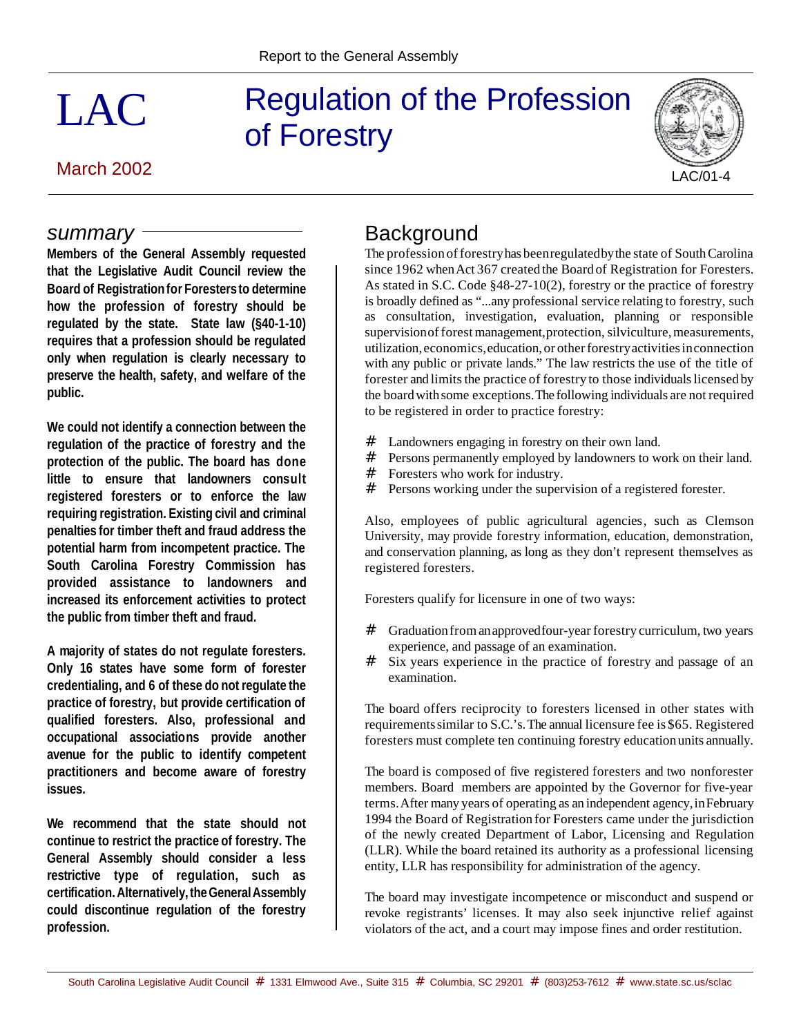Report to the General Assembly

# LAC

# Regulation of the Profession of Forestry

March 2002

LAC/01-4

## summary

**Members of the General Assembly requested that the Legislative Audit Council review the Board of Registration for Foresters to determine how the profession of forestry should be regulated by the state. State law (§40-1-10) requires that a profession should be regulated only when regulation is clearly necessary to preserve the health, safety, and welfare of the public.**

**We could not identify a connection between the regulation of the practice of forestry and the protection of the public. The board has done little to ensure that landowners consult registered foresters or to enforce the law requiring registration. Existing civil and criminal penalties for timber theft and fraud address the potential harm from incompetent practice. The South Carolina Forestry Commission has provided assistance to landowners and increased its enforcement activities to protect the public from timber theft and fraud.**

**A majority of states do not regulate foresters. Only 16 states have some form of forester credentialing, and 6 of these do not regulate the practice of forestry, but provide certification of qualified foresters. Also, professional and occupational associations provide another avenue for the public to identify competent practitioners and become aware of forestry issues.**

**We recommend that the state should not continue to restrict the practice of forestry. The General Assembly should consider a less restrictive type of regulation, such as certification. Alternatively, the General Assembly could discontinue regulation of the forestry profession.**

## Background

The profession of forestry has been regulated by the state of South Carolina since 1962 when Act 367 created the Board of Registration for Foresters. As stated in S.C. Code §48-27-10(2), forestry or the practice of forestry is broadly defined as "...any professional service relating to forestry, such as consultation, investigation, evaluation, planning or responsible supervision of forest management, protection, silviculture, measurements, utilization, economics, education, or other forestry activities in connection with any public or private lands." The law restricts the use of the title of forester and limits the practice of forestry to those individuals licensed by the board with some exceptions. The following individuals are not required to be registered in order to practice forestry:

- Landowners engaging in forestry on their own land.
- Persons permanently employed by landowners to work on their land.
- Foresters who work for industry.
- Persons working under the supervision of a registered forester.

Also, employees of public agricultural agencies, such as Clemson University, may provide forestry information, education, demonstration, and conservation planning, as long as they don't represent themselves as registered foresters.

Foresters qualify for licensure in one of two ways:

- Graduation from an approved four-year forestry curriculum, two years experience, and passage of an examination.
- Six years experience in the practice of forestry and passage of an examination.

The board offers reciprocity to foresters licensed in other states with requirements similar to S.C.'s. The annual licensure fee is $65. Registered foresters must complete ten continuing forestry education units annually.

The board is composed of five registered foresters and two nonforester members. Board members are appointed by the Governor for five-year terms. After many years of operating as an independent agency, in February 1994 the Board of Registration for Foresters came under the jurisdiction of the newly created Department of Labor, Licensing and Regulation (LLR). While the board retained its authority as a professional licensing entity, LLR has responsibility for administration of the agency.

The board may investigate incompetence or misconduct and suspend or revoke registrants' licenses. It may also seek injunctive relief against violators of the act, and a court may impose fines and order restitution.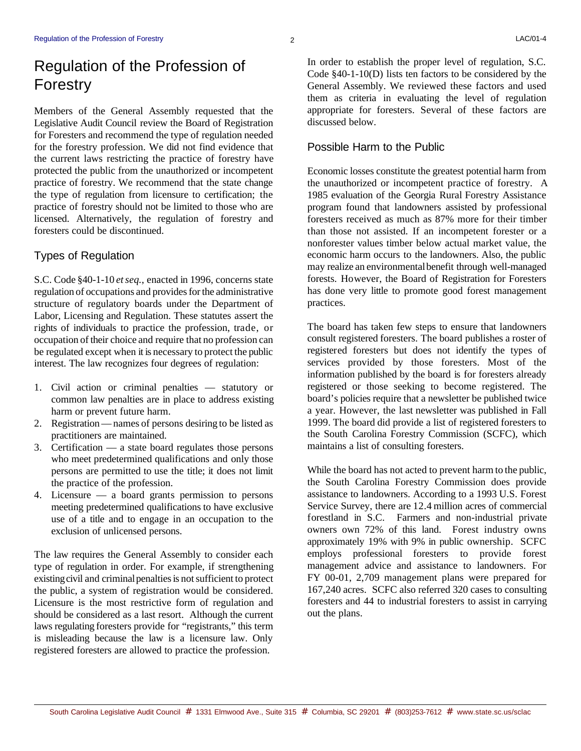# Regulation of the Profession of Forestry

Members of the General Assembly requested that the Legislative Audit Council review the Board of Registration for Foresters and recommend the type of regulation needed for the forestry profession. We did not find evidence that the current laws restricting the practice of forestry have protected the public from the unauthorized or incompetent practice of forestry. We recommend that the state change the type of regulation from licensure to certification; the practice of forestry should not be limited to those who are licensed. Alternatively, the regulation of forestry and foresters could be discontinued.

## Types of Regulation

S.C. Code §40-1-10 *et seq.*, enacted in 1996, concerns state regulation of occupations and provides for the administrative structure of regulatory boards under the Department of Labor, Licensing and Regulation. These statutes assert the rights of individuals to practice the profession, trade, or occupation of their choice and require that no profession can be regulated except when it is necessary to protect the public interest. The law recognizes four degrees of regulation:

1. Civil action or criminal penalties — statutory or common law penalties are in place to address existing harm or prevent future harm.
2. Registration — names of persons desiring to be listed as practitioners are maintained.
3. Certification — a state board regulates those persons who meet predetermined qualifications and only those persons are permitted to use the title; it does not limit the practice of the profession.
4. Licensure — a board grants permission to persons meeting predetermined qualifications to have exclusive use of a title and to engage in an occupation to the exclusion of unlicensed persons.

The law requires the General Assembly to consider each type of regulation in order. For example, if strengthening existing civil and criminal penalties is not sufficient to protect the public, a system of registration would be considered. Licensure is the most restrictive form of regulation and should be considered as a last resort. Although the current laws regulating foresters provide for "registrants," this term is misleading because the law is a licensure law. Only registered foresters are allowed to practice the profession.

In order to establish the proper level of regulation, S.C. Code §40-1-10(D) lists ten factors to be considered by the General Assembly. We reviewed these factors and used them as criteria in evaluating the level of regulation appropriate for foresters. Several of these factors are discussed below.

## Possible Harm to the Public

Economic losses constitute the greatest potential harm from the unauthorized or incompetent practice of forestry. A 1985 evaluation of the Georgia Rural Forestry Assistance program found that landowners assisted by professional foresters received as much as 87% more for their timber than those not assisted. If an incompetent forester or a nonforester values timber below actual market value, the economic harm occurs to the landowners. Also, the public may realize an environmental benefit through well-managed forests. However, the Board of Registration for Foresters has done very little to promote good forest management practices.

The board has taken few steps to ensure that landowners consult registered foresters. The board publishes a roster of registered foresters but does not identify the types of services provided by those foresters. Most of the information published by the board is for foresters already registered or those seeking to become registered. The board's policies require that a newsletter be published twice a year. However, the last newsletter was published in Fall 1999. The board did provide a list of registered foresters to the South Carolina Forestry Commission (SCFC), which maintains a list of consulting foresters.

While the board has not acted to prevent harm to the public, the South Carolina Forestry Commission does provide assistance to landowners. According to a 1993 U.S. Forest Service Survey, there are 12.4 million acres of commercial forestland in S.C. Farmers and non-industrial private owners own 72% of this land. Forest industry owns approximately 19% with 9% in public ownership. SCFC employs professional foresters to provide forest management advice and assistance to landowners. For FY 00-01, 2,709 management plans were prepared for 167,240 acres. SCFC also referred 320 cases to consulting foresters and 44 to industrial foresters to assist in carrying out the plans.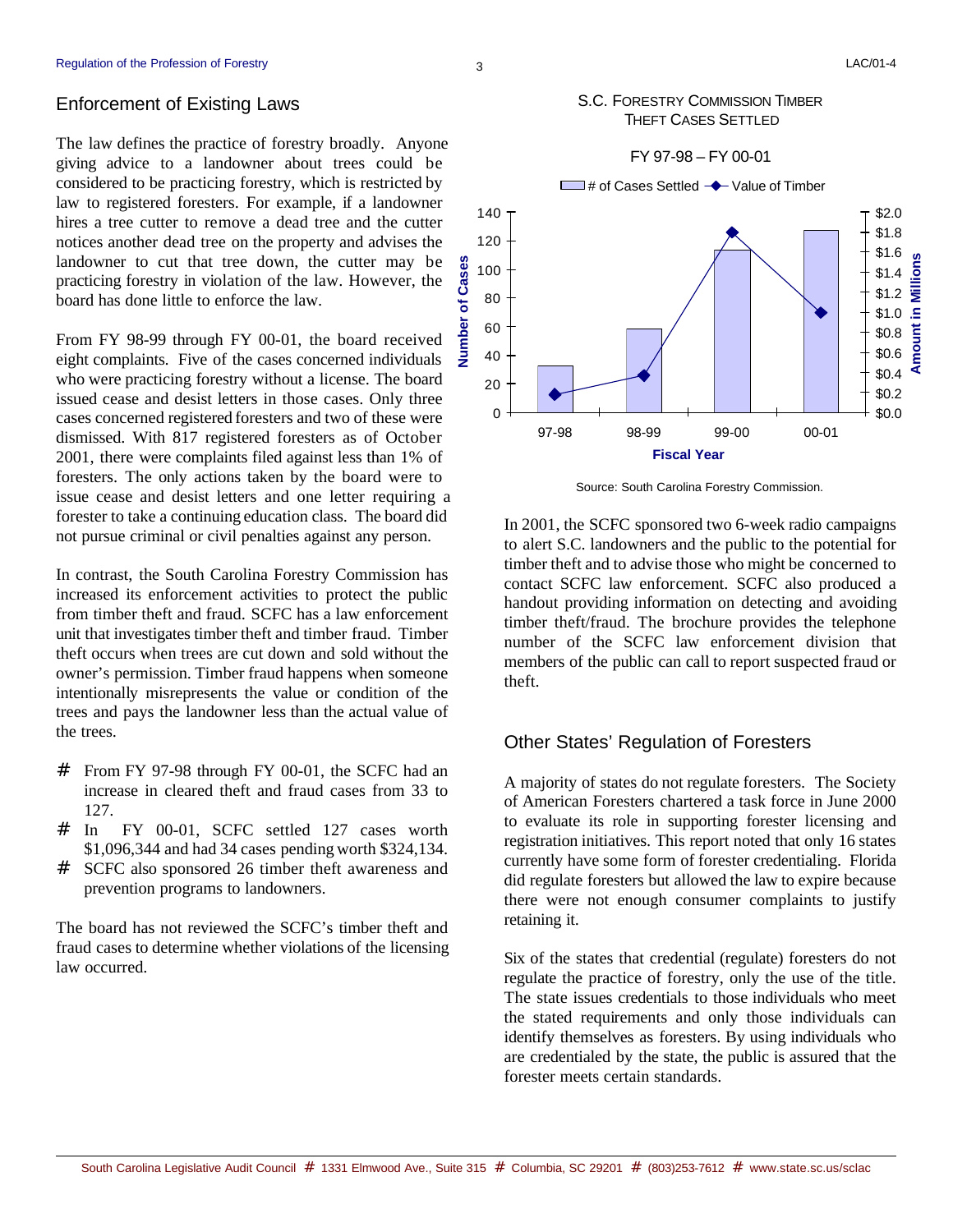## Enforcement of Existing Laws

The law defines the practice of forestry broadly. Anyone giving advice to a landowner about trees could be considered to be practicing forestry, which is restricted by law to registered foresters. For example, if a landowner hires a tree cutter to remove a dead tree and the cutter notices another dead tree on the property and advises the landowner to cut that tree down, the cutter may be practicing forestry in violation of the law. However, the board has done little to enforce the law.

From FY 98-99 through FY 00-01, the board received eight complaints. Five of the cases concerned individuals who were practicing forestry without a license. The board issued cease and desist letters in those cases. Only three cases concerned registered foresters and two of these were dismissed. With 817 registered foresters as of October 2001, there were complaints filed against less than 1% of foresters. The only actions taken by the board were to issue cease and desist letters and one letter requiring a forester to take a continuing education class. The board did not pursue criminal or civil penalties against any person.

In contrast, the South Carolina Forestry Commission has increased its enforcement activities to protect the public from timber theft and fraud. SCFC has a law enforcement unit that investigates timber theft and timber fraud. Timber theft occurs when trees are cut down and sold without the owner's permission. Timber fraud happens when someone intentionally misrepresents the value or condition of the trees and pays the landowner less than the actual value of the trees.

- From FY 97-98 through FY 00-01, the SCFC had an increase in cleared theft and fraud cases from 33 to 127.
- In FY 00-01, SCFC settled 127 cases worth $1,096,344 and had 34 cases pending worth $324,134.
- SCFC also sponsored 26 timber theft awareness and prevention programs to landowners.

The board has not reviewed the SCFC's timber theft and fraud cases to determine whether violations of the licensing law occurred.

**S.C. Forestry Commission Timber Theft Cases Settled**

FY 97-98 – FY 00-01

| Fiscal Year | # of Cases Settled | Value of Timber (Millions) |
|---|---|---|
| 97-98 | 33 | ~$0.2 |
| 98-99 | 58 | ~$0.4 |
| 99-00 | 114 | ~$1.8 |
| 00-01 | 127 | ~$1.0 |

Source: South Carolina Forestry Commission.

In 2001, the SCFC sponsored two 6-week radio campaigns to alert S.C. landowners and the public to the potential for timber theft and to advise those who might be concerned to contact SCFC law enforcement. SCFC also produced a handout providing information on detecting and avoiding timber theft/fraud. The brochure provides the telephone number of the SCFC law enforcement division that members of the public can call to report suspected fraud or theft.

## Other States' Regulation of Foresters

A majority of states do not regulate foresters. The Society of American Foresters chartered a task force in June 2000 to evaluate its role in supporting forester licensing and registration initiatives. This report noted that only 16 states currently have some form of forester credentialing. Florida did regulate foresters but allowed the law to expire because there were not enough consumer complaints to justify retaining it.

Six of the states that credential (regulate) foresters do not regulate the practice of forestry, only the use of the title. The state issues credentials to those individuals who meet the stated requirements and only those individuals can identify themselves as foresters. By using individuals who are credentialed by the state, the public is assured that the forester meets certain standards.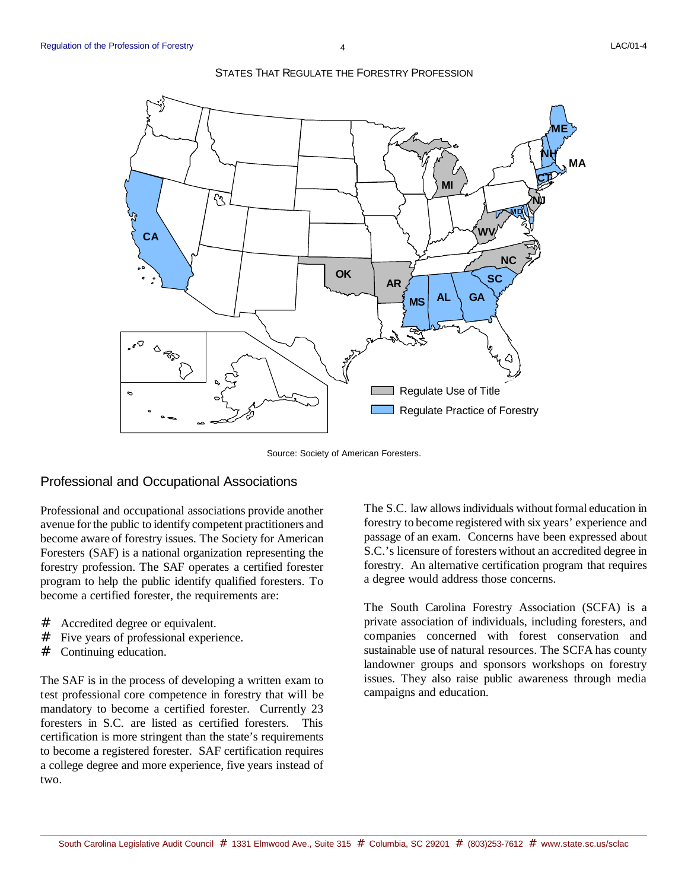STATES THAT REGULATE THE FORESTRY PROFESSION

Regulate Use of Title: OK, AR, MI, WV, NC, NJ

Regulate Practice of Forestry: CA, MS, AL, GA, SC, MD, CT, MA, NH, ME

Source: Society of American Foresters.

## Professional and Occupational Associations

Professional and occupational associations provide another avenue for the public to identify competent practitioners and become aware of forestry issues. The Society for American Foresters (SAF) is a national organization representing the forestry profession. The SAF operates a certified forester program to help the public identify qualified foresters. To become a certified forester, the requirements are:

- Accredited degree or equivalent.
- Five years of professional experience.
- Continuing education.

The SAF is in the process of developing a written exam to test professional core competence in forestry that will be mandatory to become a certified forester. Currently 23 foresters in S.C. are listed as certified foresters. This certification is more stringent than the state's requirements to become a registered forester. SAF certification requires a college degree and more experience, five years instead of two.

The S.C. law allows individuals without formal education in forestry to become registered with six years' experience and passage of an exam. Concerns have been expressed about S.C.'s licensure of foresters without an accredited degree in forestry. An alternative certification program that requires a degree would address those concerns.

The South Carolina Forestry Association (SCFA) is a private association of individuals, including foresters, and companies concerned with forest conservation and sustainable use of natural resources. The SCFA has county landowner groups and sponsors workshops on forestry issues. They also raise public awareness through media campaigns and education.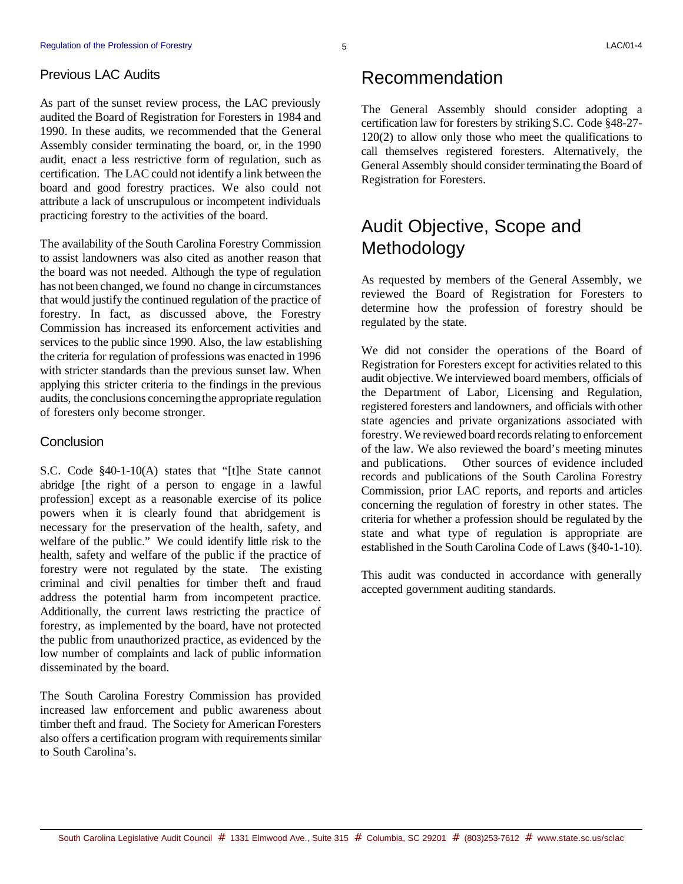### Previous LAC Audits

As part of the sunset review process, the LAC previously audited the Board of Registration for Foresters in 1984 and 1990. In these audits, we recommended that the General Assembly consider terminating the board, or, in the 1990 audit, enact a less restrictive form of regulation, such as certification. The LAC could not identify a link between the board and good forestry practices. We also could not attribute a lack of unscrupulous or incompetent individuals practicing forestry to the activities of the board.

The availability of the South Carolina Forestry Commission to assist landowners was also cited as another reason that the board was not needed. Although the type of regulation has not been changed, we found no change in circumstances that would justify the continued regulation of the practice of forestry. In fact, as discussed above, the Forestry Commission has increased its enforcement activities and services to the public since 1990. Also, the law establishing the criteria for regulation of professions was enacted in 1996 with stricter standards than the previous sunset law. When applying this stricter criteria to the findings in the previous audits, the conclusions concerning the appropriate regulation of foresters only become stronger.

### Conclusion

S.C. Code §40-1-10(A) states that "[t]he State cannot abridge [the right of a person to engage in a lawful profession] except as a reasonable exercise of its police powers when it is clearly found that abridgement is necessary for the preservation of the health, safety, and welfare of the public." We could identify little risk to the health, safety and welfare of the public if the practice of forestry were not regulated by the state. The existing criminal and civil penalties for timber theft and fraud address the potential harm from incompetent practice. Additionally, the current laws restricting the practice of forestry, as implemented by the board, have not protected the public from unauthorized practice, as evidenced by the low number of complaints and lack of public information disseminated by the board.

The South Carolina Forestry Commission has provided increased law enforcement and public awareness about timber theft and fraud. The Society for American Foresters also offers a certification program with requirements similar to South Carolina's.

## Recommendation

The General Assembly should consider adopting a certification law for foresters by striking S.C. Code §48-27-120(2) to allow only those who meet the qualifications to call themselves registered foresters. Alternatively, the General Assembly should consider terminating the Board of Registration for Foresters.

## Audit Objective, Scope and Methodology

As requested by members of the General Assembly, we reviewed the Board of Registration for Foresters to determine how the profession of forestry should be regulated by the state.

We did not consider the operations of the Board of Registration for Foresters except for activities related to this audit objective. We interviewed board members, officials of the Department of Labor, Licensing and Regulation, registered foresters and landowners, and officials with other state agencies and private organizations associated with forestry. We reviewed board records relating to enforcement of the law. We also reviewed the board's meeting minutes and publications. Other sources of evidence included records and publications of the South Carolina Forestry Commission, prior LAC reports, and reports and articles concerning the regulation of forestry in other states. The criteria for whether a profession should be regulated by the state and what type of regulation is appropriate are established in the South Carolina Code of Laws (§40-1-10).

This audit was conducted in accordance with generally accepted government auditing standards.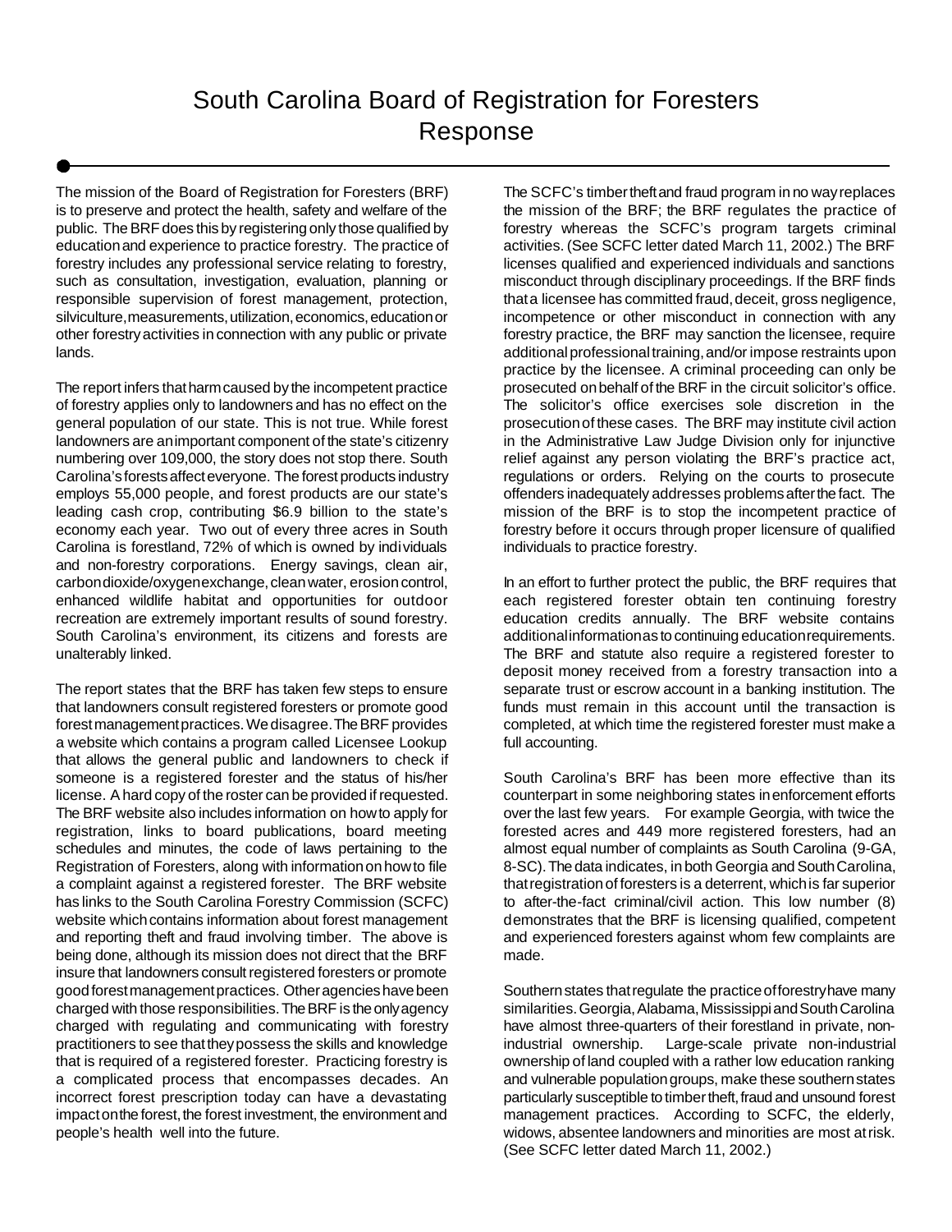# South Carolina Board of Registration for Foresters Response

The mission of the Board of Registration for Foresters (BRF) is to preserve and protect the health, safety and welfare of the public. The BRF does this by registering only those qualified by education and experience to practice forestry. The practice of forestry includes any professional service relating to forestry, such as consultation, investigation, evaluation, planning or responsible supervision of forest management, protection, silviculture, measurements, utilization, economics, education or other forestry activities in connection with any public or private lands.

The report infers that harm caused by the incompetent practice of forestry applies only to landowners and has no effect on the general population of our state. This is not true. While forest landowners are an important component of the state's citizenry numbering over 109,000, the story does not stop there. South Carolina's forests affect everyone. The forest products industry employs 55,000 people, and forest products are our state's leading cash crop, contributing $6.9 billion to the state's economy each year. Two out of every three acres in South Carolina is forestland, 72% of which is owned by individuals and non-forestry corporations. Energy savings, clean air, carbon dioxide/oxygen exchange, clean water, erosion control, enhanced wildlife habitat and opportunities for outdoor recreation are extremely important results of sound forestry. South Carolina's environment, its citizens and forests are unalterably linked.

The report states that the BRF has taken few steps to ensure that landowners consult registered foresters or promote good forest management practices. We disagree. The BRF provides a website which contains a program called Licensee Lookup that allows the general public and landowners to check if someone is a registered forester and the status of his/her license. A hard copy of the roster can be provided if requested. The BRF website also includes information on how to apply for registration, links to board publications, board meeting schedules and minutes, the code of laws pertaining to the Registration of Foresters, along with information on how to file a complaint against a registered forester. The BRF website has links to the South Carolina Forestry Commission (SCFC) website which contains information about forest management and reporting theft and fraud involving timber. The above is being done, although its mission does not direct that the BRF insure that landowners consult registered foresters or promote good forest management practices. Other agencies have been charged with those responsibilities. The BRF is the only agency charged with regulating and communicating with forestry practitioners to see that they possess the skills and knowledge that is required of a registered forester. Practicing forestry is a complicated process that encompasses decades. An incorrect forest prescription today can have a devastating impact on the forest, the forest investment, the environment and people's health well into the future.

The SCFC's timber theft and fraud program in no way replaces the mission of the BRF; the BRF regulates the practice of forestry whereas the SCFC's program targets criminal activities. (See SCFC letter dated March 11, 2002.) The BRF licenses qualified and experienced individuals and sanctions misconduct through disciplinary proceedings. If the BRF finds that a licensee has committed fraud, deceit, gross negligence, incompetence or other misconduct in connection with any forestry practice, the BRF may sanction the licensee, require additional professional training, and/or impose restraints upon practice by the licensee. A criminal proceeding can only be prosecuted on behalf of the BRF in the circuit solicitor's office. The solicitor's office exercises sole discretion in the prosecution of these cases. The BRF may institute civil action in the Administrative Law Judge Division only for injunctive relief against any person violating the BRF's practice act, regulations or orders. Relying on the courts to prosecute offenders inadequately addresses problems after the fact. The mission of the BRF is to stop the incompetent practice of forestry before it occurs through proper licensure of qualified individuals to practice forestry.

In an effort to further protect the public, the BRF requires that each registered forester obtain ten continuing forestry education credits annually. The BRF website contains additional information as to continuing education requirements. The BRF and statute also require a registered forester to deposit money received from a forestry transaction into a separate trust or escrow account in a banking institution. The funds must remain in this account until the transaction is completed, at which time the registered forester must make a full accounting.

South Carolina's BRF has been more effective than its counterpart in some neighboring states in enforcement efforts over the last few years. For example Georgia, with twice the forested acres and 449 more registered foresters, had an almost equal number of complaints as South Carolina (9-GA, 8-SC). The data indicates, in both Georgia and South Carolina, that registration of foresters is a deterrent, which is far superior to after-the-fact criminal/civil action. This low number (8) demonstrates that the BRF is licensing qualified, competent and experienced foresters against whom few complaints are made.

Southern states that regulate the practice of forestry have many similarities. Georgia, Alabama, Mississippi and South Carolina have almost three-quarters of their forestland in private, non-industrial ownership. Large-scale private non-industrial ownership of land coupled with a rather low education ranking and vulnerable population groups, make these southern states particularly susceptible to timber theft, fraud and unsound forest management practices. According to SCFC, the elderly, widows, absentee landowners and minorities are most at risk. (See SCFC letter dated March 11, 2002.)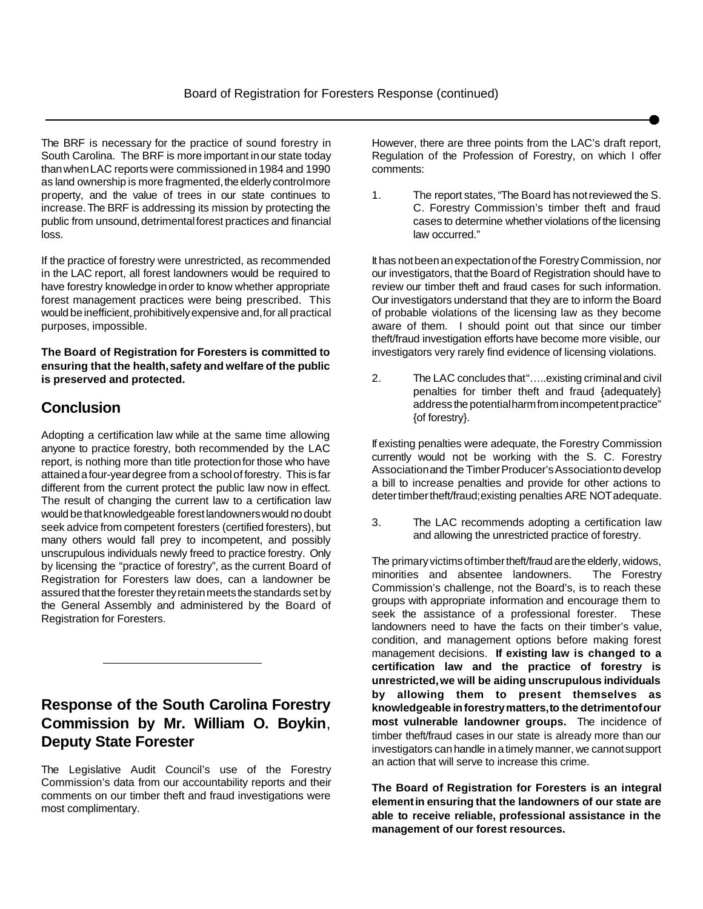The BRF is necessary for the practice of sound forestry in South Carolina. The BRF is more important in our state today than when LAC reports were commissioned in 1984 and 1990 as land ownership is more fragmented, the elderly control more property, and the value of trees in our state continues to increase. The BRF is addressing its mission by protecting the public from unsound, detrimental forest practices and financial loss.

If the practice of forestry were unrestricted, as recommended in the LAC report, all forest landowners would be required to have forestry knowledge in order to know whether appropriate forest management practices were being prescribed. This would be inefficient, prohibitively expensive and, for all practical purposes, impossible.

**The Board of Registration for Foresters is committed to ensuring that the health, safety and welfare of the public is preserved and protected.**

## Conclusion

Adopting a certification law while at the same time allowing anyone to practice forestry, both recommended by the LAC report, is nothing more than title protection for those who have attained a four-year degree from a school of forestry. This is far different from the current protect the public law now in effect. The result of changing the current law to a certification law would be that knowledgeable forest landowners would no doubt seek advice from competent foresters (certified foresters), but many others would fall prey to incompetent, and possibly unscrupulous individuals newly freed to practice forestry. Only by licensing the "practice of forestry", as the current Board of Registration for Foresters law does, can a landowner be assured that the forester they retain meets the standards set by the General Assembly and administered by the Board of Registration for Foresters.

---

## Response of the South Carolina Forestry Commission by Mr. William O. Boykin, Deputy State Forester

The Legislative Audit Council's use of the Forestry Commission's data from our accountability reports and their comments on our timber theft and fraud investigations were most complimentary.

However, there are three points from the LAC's draft report, Regulation of the Profession of Forestry, on which I offer comments:

1. The report states, "The Board has not reviewed the S. C. Forestry Commission's timber theft and fraud cases to determine whether violations of the licensing law occurred."

It has not been an expectation of the Forestry Commission, nor our investigators, that the Board of Registration should have to review our timber theft and fraud cases for such information. Our investigators understand that they are to inform the Board of probable violations of the licensing law as they become aware of them. I should point out that since our timber theft/fraud investigation efforts have become more visible, our investigators very rarely find evidence of licensing violations.

2. The LAC concludes that "…..existing criminal and civil penalties for timber theft and fraud {adequately} address the potential harm from incompetent practice" {of forestry}.

If existing penalties were adequate, the Forestry Commission currently would not be working with the S. C. Forestry Association and the Timber Producer's Association to develop a bill to increase penalties and provide for other actions to deter timber theft/fraud; existing penalties ARE NOT adequate.

3. The LAC recommends adopting a certification law and allowing the unrestricted practice of forestry.

The primary victims of timber theft/fraud are the elderly, widows, minorities and absentee landowners. The Forestry Commission's challenge, not the Board's, is to reach these groups with appropriate information and encourage them to seek the assistance of a professional forester. These landowners need to have the facts on their timber's value, condition, and management options before making forest management decisions. **If existing law is changed to a certification law and the practice of forestry is unrestricted, we will be aiding unscrupulous individuals by allowing them to present themselves as knowledgeable in forestry matters, to the detriment of our most vulnerable landowner groups.** The incidence of timber theft/fraud cases in our state is already more than our investigators can handle in a timely manner, we cannot support an action that will serve to increase this crime.

**The Board of Registration for Foresters is an integral element in ensuring that the landowners of our state are able to receive reliable, professional assistance in the management of our forest resources.**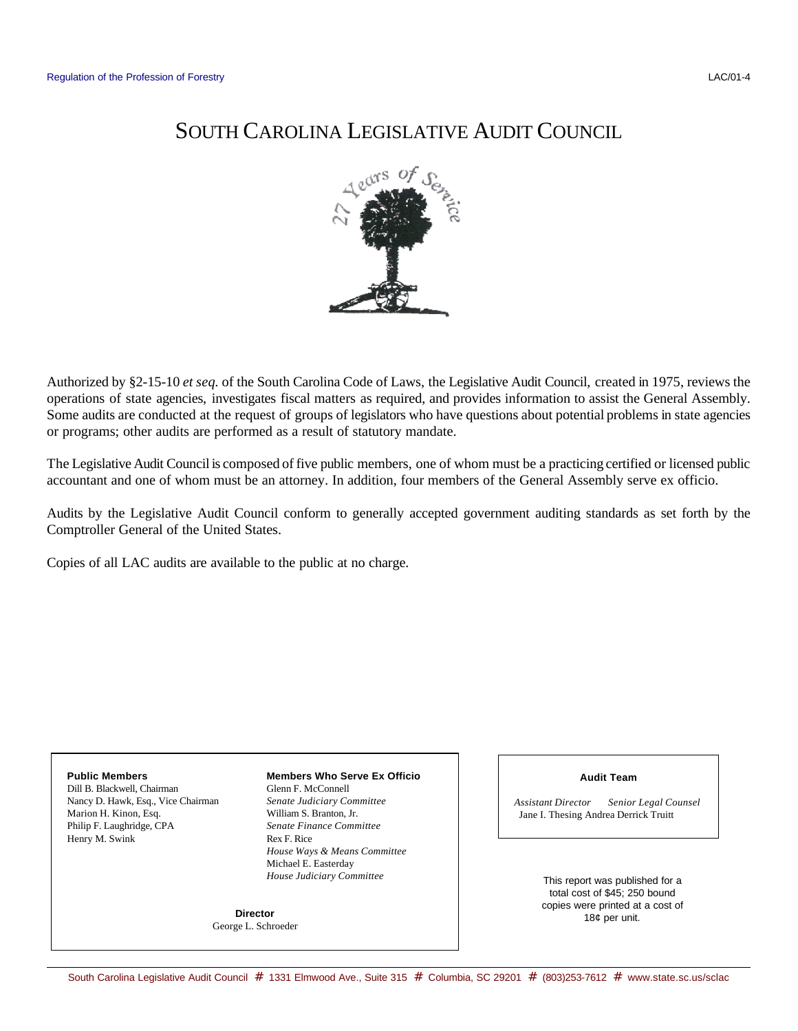# SOUTH CAROLINA LEGISLATIVE AUDIT COUNCIL

Authorized by §2-15-10 *et seq.* of the South Carolina Code of Laws, the Legislative Audit Council, created in 1975, reviews the operations of state agencies, investigates fiscal matters as required, and provides information to assist the General Assembly. Some audits are conducted at the request of groups of legislators who have questions about potential problems in state agencies or programs; other audits are performed as a result of statutory mandate.

The Legislative Audit Council is composed of five public members, one of whom must be a practicing certified or licensed public accountant and one of whom must be an attorney. In addition, four members of the General Assembly serve ex officio.

Audits by the Legislative Audit Council conform to generally accepted government auditing standards as set forth by the Comptroller General of the United States.

Copies of all LAC audits are available to the public at no charge.

**Public Members**
Dill B. Blackwell, Chairman
Nancy D. Hawk, Esq., Vice Chairman
Marion H. Kinon, Esq.
Philip F. Laughridge, CPA
Henry M. Swink

**Members Who Serve Ex Officio**
Glenn F. McConnell
*Senate Judiciary Committee*
William S. Branton, Jr.
*Senate Finance Committee*
Rex F. Rice
*House Ways & Means Committee*
Michael E. Easterday
*House Judiciary Committee*

**Director**
George L. Schroeder

**Audit Team**

*Assistant Director*
Jane I. Thesing

*Senior Legal Counsel*
Andrea Derrick Truitt

This report was published for a total cost of $45; 250 bound copies were printed at a cost of 18¢ per unit.

South Carolina Legislative Audit Council # 1331 Elmwood Ave., Suite 315 # Columbia, SC 29201 # (803)253-7612 # www.state.sc.us/sclac